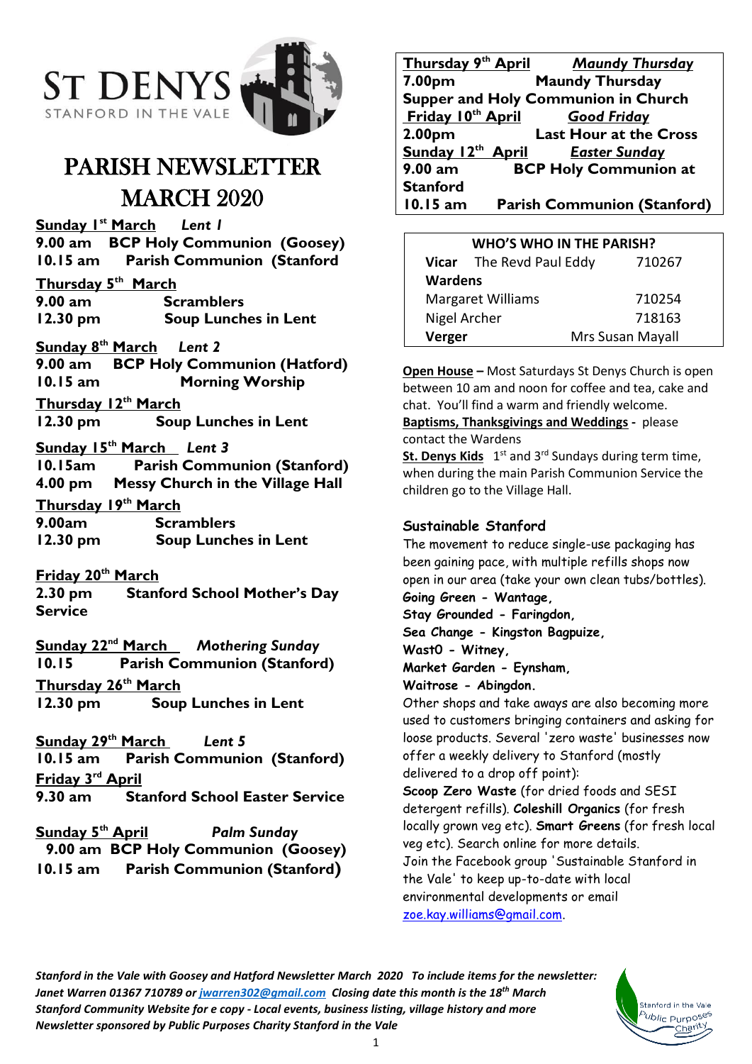# ST DENYS
STANFORD IN THE VALE

# PARISH NEWSLETTER
# MARCH 2020

**Sunday 1st March** *Lent 1*
**9.00 am BCP Holy Communion (Goosey)**
**10.15 am Parish Communion (Stanford**

**Thursday 5th March**
**9.00 am Scramblers**
**12.30 pm Soup Lunches in Lent**

**Sunday 8th March** *Lent 2*
**9.00 am BCP Holy Communion (Hatford)**
**10.15 am Morning Worship**

**Thursday 12th March**
**12.30 pm Soup Lunches in Lent**

**Sunday 15th March** *Lent 3*
**10.15am Parish Communion (Stanford)**
**4.00 pm Messy Church in the Village Hall**

**Thursday 19th March**
**9.00am Scramblers**
**12.30 pm Soup Lunches in Lent**

**Friday 20th March**
**2.30 pm Stanford School Mother's Day Service**

**Sunday 22nd March** *Mothering Sunday*
**10.15 Parish Communion (Stanford)**

**Thursday 26th March**
**12.30 pm Soup Lunches in Lent**

**Sunday 29th March** *Lent 5*
**10.15 am Parish Communion (Stanford)**

**Friday 3rd April**
**9.30 am Stanford School Easter Service**

**Sunday 5th April** *Palm Sunday*
**9.00 am BCP Holy Communion (Goosey)**
**10.15 am Parish Communion (Stanford)**

**Thursday 9th April** ***Maundy Thursday***
**7.00pm Maundy Thursday Supper and Holy Communion in Church**

**Friday 10th April** ***Good Friday***
**2.00pm Last Hour at the Cross**

**Sunday 12th April** ***Easter Sunday***
**9.00 am BCP Holy Communion at Stanford**
**10.15 am Parish Communion (Stanford)**

| WHO'S WHO IN THE PARISH? | | |
|---|---|---|
| **Vicar** | The Revd Paul Eddy | 710267 |
| **Wardens** | | |
| Margaret Williams | | 710254 |
| Nigel Archer | | 718163 |
| **Verger** | | Mrs Susan Mayall |

**Open House –** Most Saturdays St Denys Church is open between 10 am and noon for coffee and tea, cake and chat. You'll find a warm and friendly welcome.

**Baptisms, Thanksgivings and Weddings** - please contact the Wardens

**St. Denys Kids** 1st and 3rd Sundays during term time, when during the main Parish Communion Service the children go to the Village Hall.

## Sustainable Stanford

The movement to reduce single-use packaging has been gaining pace, with multiple refills shops now open in our area (take your own clean tubs/bottles).

***Going Green - Wantage,***
***Stay Grounded - Faringdon,***
***Sea Change - Kingston Bagpuize,***
***Wast0 - Witney,***
***Market Garden - Eynsham,***
***Waitrose - Abingdon.***

Other shops and take aways are also becoming more used to customers bringing containers and asking for loose products. Several 'zero waste' businesses now offer a weekly delivery to Stanford (mostly delivered to a drop off point):

**Scoop Zero Waste** (for dried foods and SESI detergent refills). **Coleshill Organics** (for fresh locally grown veg etc). **Smart Greens** (for fresh local veg etc). Search online for more details.

Join the Facebook group 'Sustainable Stanford in the Vale' to keep up-to-date with local environmental developments or email zoe.kay.williams@gmail.com.

*Stanford in the Vale with Goosey and Hatford Newsletter March 2020 To include items for the newsletter: Janet Warren 01367 710789 or jwarren302@gmail.com Closing date this month is the 18th March*
*Stanford Community Website for e copy - Local events, business listing, village history and more*
*Newsletter sponsored by Public Purposes Charity Stanford in the Vale*

Stanford in the Vale Public Purposes Charity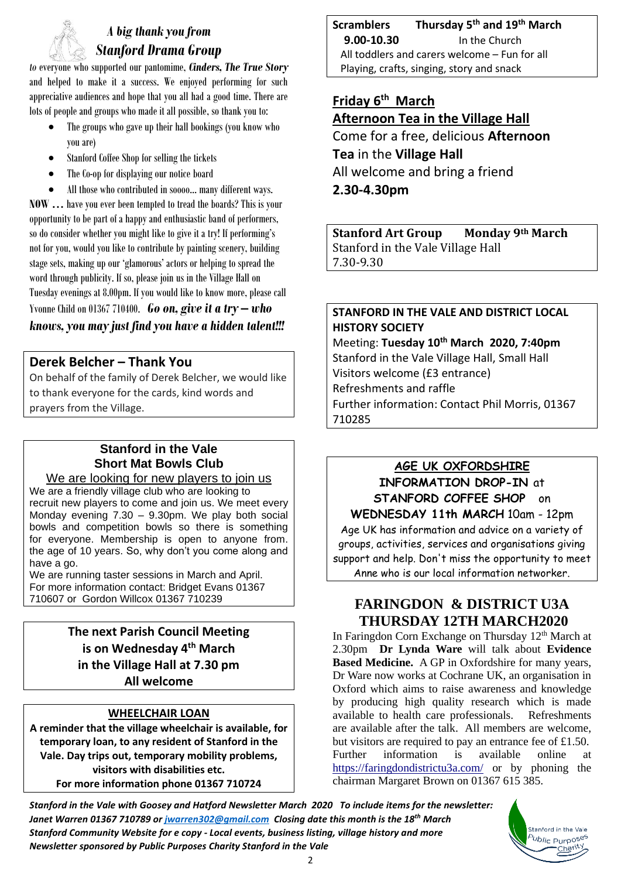## *A big thank you from Stanford Drama Group*

*to* everyone who supported our pantomime, ***Cinders, The True Story*** and helped to make it a success. We enjoyed performing for such appreciative audiences and hope that you all had a good time. There are lots of people and groups who made it all possible, so thank you to:

- The groups who gave up their hall bookings (you know who you are)
- Stanford Coffee Shop for selling the tickets
- The Co-op for displaying our notice board
- All those who contributed in soooo... many different ways.

**NOW …** have you ever been tempted to tread the boards? This is your opportunity to be part of a happy and enthusiastic band of performers, so do consider whether you might like to give it a try! If performing's not for you, would you like to contribute by painting scenery, building stage sets, making up our 'glamorous' actors or helping to spread the word through publicity. If so, please join us in the Village Hall on Tuesday evenings at 8.00pm. If you would like to know more, please call Yvonne Child on 01367 710400. ***Go on, give it a try – who knows, you may just find you have a hidden talent!!!***

## Derek Belcher – Thank You

On behalf of the family of Derek Belcher, we would like to thank everyone for the cards, kind words and prayers from the Village.

## Stanford in the Vale Short Mat Bowls Club

We are looking for new players to join us

We are a friendly village club who are looking to recruit new players to come and join us. We meet every Monday evening 7.30 – 9.30pm. We play both social bowls and competition bowls so there is something for everyone. Membership is open to anyone from. the age of 10 years. So, why don't you come along and have a go.

We are running taster sessions in March and April. For more information contact: Bridget Evans 01367 710607 or Gordon Willcox 01367 710239

**The next Parish Council Meeting is on Wednesday 4th March in the Village Hall at 7.30 pm All welcome**

## WHEELCHAIR LOAN

**A reminder that the village wheelchair is available, for temporary loan, to any resident of Stanford in the Vale. Day trips out, temporary mobility problems, visitors with disabilities etc.**

**For more information phone 01367 710724**

**Scramblers Thursday 5th and 19th March**
**9.00-10.30** In the Church
All toddlers and carers welcome – Fun for all
Playing, crafts, singing, story and snack

## Friday 6th March
## Afternoon Tea in the Village Hall

Come for a free, delicious **Afternoon Tea** in the **Village Hall**
All welcome and bring a friend
**2.30-4.30pm**

**Stanford Art Group Monday 9th March**
Stanford in the Vale Village Hall
7.30-9.30

## STANFORD IN THE VALE AND DISTRICT LOCAL HISTORY SOCIETY

Meeting: **Tuesday 10th March 2020, 7:40pm**
Stanford in the Vale Village Hall, Small Hall
Visitors welcome (£3 entrance)
Refreshments and raffle
Further information: Contact Phil Morris, 01367 710285

## AGE UK OXFORDSHIRE

**INFORMATION DROP-IN** at **STANFORD COFFEE SHOP** on **WEDNESDAY 11th MARCH** 10am - 12pm

Age UK has information and advice on a variety of groups, activities, services and organisations giving support and help. Don't miss the opportunity to meet Anne who is our local information networker.

## FARINGDON & DISTRICT U3A THURSDAY 12TH MARCH2020

In Faringdon Corn Exchange on Thursday 12th March at 2.30pm **Dr Lynda Ware** will talk about **Evidence Based Medicine.** A GP in Oxfordshire for many years, Dr Ware now works at Cochrane UK, an organisation in Oxford which aims to raise awareness and knowledge by producing high quality research which is made available to health care professionals. Refreshments are available after the talk. All members are welcome, but visitors are required to pay an entrance fee of £1.50. Further information is available online at https://faringdondistrictu3a.com/ or by phoning the chairman Margaret Brown on 01367 615 385.

*Stanford in the Vale with Goosey and Hatford Newsletter March 2020 To include items for the newsletter: Janet Warren 01367 710789 or jwarren302@gmail.com Closing date this month is the 18th March*
*Stanford Community Website for e copy - Local events, business listing, village history and more*
*Newsletter sponsored by Public Purposes Charity Stanford in the Vale*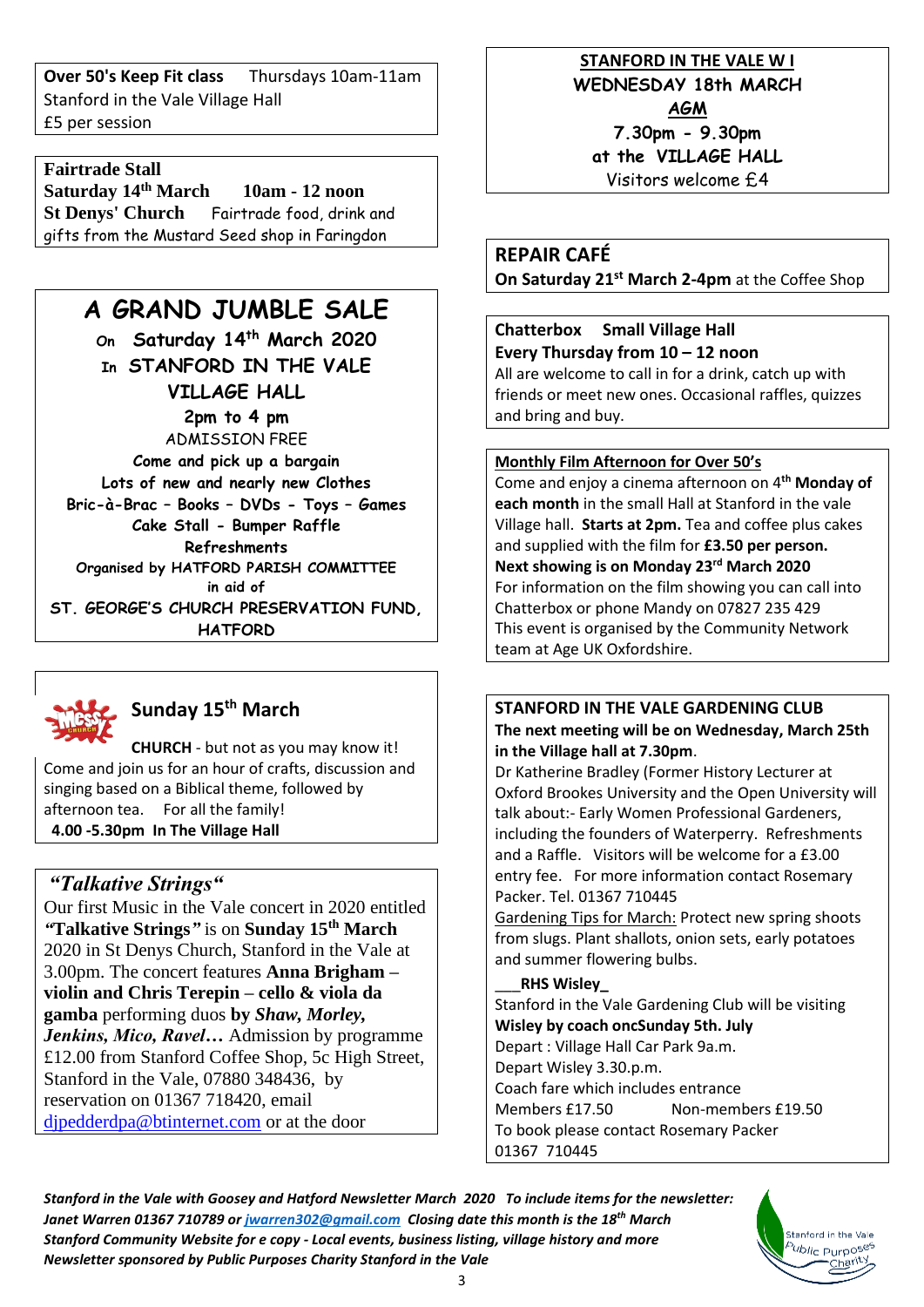**Over 50's Keep Fit class** Thursdays 10am-11am
Stanford in the Vale Village Hall
£5 per session

**Fairtrade Stall**
**Saturday 14th March** **10am - 12 noon**
**St Denys' Church** Fairtrade food, drink and gifts from the Mustard Seed shop in Faringdon

## A GRAND JUMBLE SALE

**On Saturday 14th March 2020**
**In STANFORD IN THE VALE VILLAGE HALL**
**2pm to 4 pm**
ADMISSION FREE
**Come and pick up a bargain**
**Lots of new and nearly new Clothes**
**Bric-à-Brac – Books – DVDs - Toys – Games**
**Cake Stall - Bumper Raffle**
**Refreshments**
**Organised by HATFORD PARISH COMMITTEE**
**in aid of**
**ST. GEORGE'S CHURCH PRESERVATION FUND, HATFORD**

### Sunday 15th March

**CHURCH** - but not as you may know it!
Come and join us for an hour of crafts, discussion and singing based on a Biblical theme, followed by afternoon tea. For all the family!
**4.00 -5.30pm In The Village Hall**

### *"Talkative Strings"*

Our first Music in the Vale concert in 2020 entitled ***"Talkative Strings"*** is on **Sunday 15th March** 2020 in St Denys Church, Stanford in the Vale at 3.00pm. The concert features **Anna Brigham – violin and Chris Terepin – cello & viola da gamba** performing duos **by *Shaw, Morley, Jenkins, Mico, Ravel…*** Admission by programme £12.00 from Stanford Coffee Shop, 5c High Street, Stanford in the Vale, 07880 348436, by reservation on 01367 718420, email djpedderdpa@btinternet.com or at the door

**STANFORD IN THE VALE W I**
**WEDNESDAY 18th MARCH**
**AGM**
**7.30pm - 9.30pm**
**at the VILLAGE HALL**
Visitors welcome £4

### REPAIR CAFÉ

**On Saturday 21st March 2-4pm** at the Coffee Shop

**Chatterbox Small Village Hall**
**Every Thursday from 10 – 12 noon**
All are welcome to call in for a drink, catch up with friends or meet new ones. Occasional raffles, quizzes and bring and buy.

**Monthly Film Afternoon for Over 50's**
Come and enjoy a cinema afternoon on 4th **Monday of each month** in the small Hall at Stanford in the vale Village hall. **Starts at 2pm.** Tea and coffee plus cakes and supplied with the film for **£3.50 per person.**
**Next showing is on Monday 23rd March 2020**
For information on the film showing you can call into Chatterbox or phone Mandy on 07827 235 429
This event is organised by the Community Network team at Age UK Oxfordshire.

**STANFORD IN THE VALE GARDENING CLUB**
**The next meeting will be on Wednesday, March 25th in the Village hall at 7.30pm**.
Dr Katherine Bradley (Former History Lecturer at Oxford Brookes University and the Open University will talk about:- Early Women Professional Gardeners, including the founders of Waterperry. Refreshments and a Raffle. Visitors will be welcome for a £3.00 entry fee. For more information contact Rosemary Packer. Tel. 01367 710445
Gardening Tips for March: Protect new spring shoots from slugs. Plant shallots, onion sets, early potatoes and summer flowering bulbs.

**___RHS Wisley_**
Stanford in the Vale Gardening Club will be visiting **Wisley by coach oncSunday 5th. July**
Depart : Village Hall Car Park 9a.m.
Depart Wisley 3.30.p.m.
Coach fare which includes entrance
Members £17.50 Non-members £19.50
To book please contact Rosemary Packer
01367 710445

***Stanford in the Vale with Goosey and Hatford Newsletter March 2020 To include items for the newsletter: Janet Warren 01367 710789 or jwarren302@gmail.com Closing date this month is the 18th March***
***Stanford Community Website for e copy - Local events, business listing, village history and more***
***Newsletter sponsored by Public Purposes Charity Stanford in the Vale***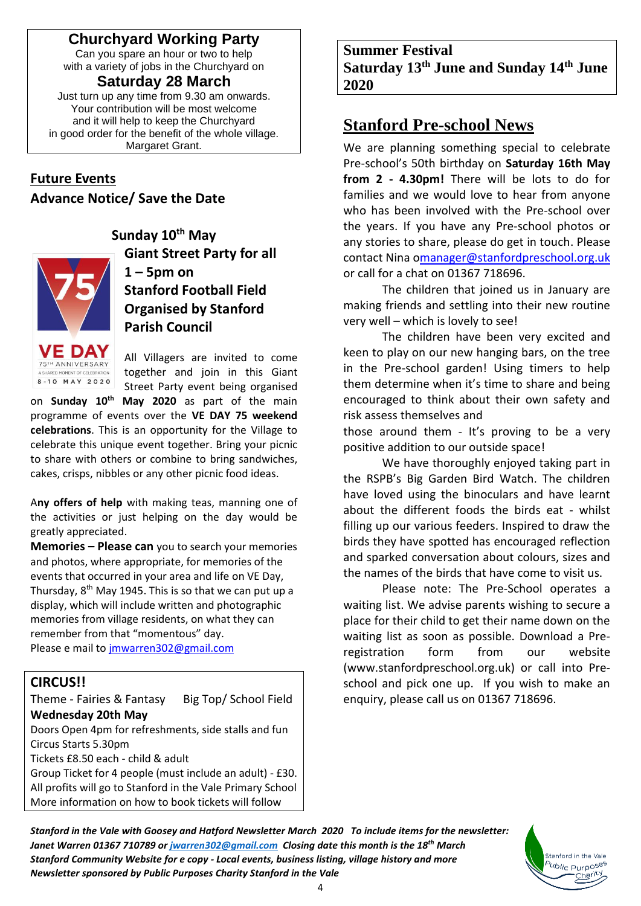## Churchyard Working Party

Can you spare an hour or two to help with a variety of jobs in the Churchyard on

**Saturday 28 March**

Just turn up any time from 9.30 am onwards. Your contribution will be most welcome and it will help to keep the Churchyard in good order for the benefit of the whole village.

Margaret Grant.

## Future Events

### Advance Notice/ Save the Date

**Sunday 10th May**

**Giant Street Party for all**
**1 – 5pm on**
**Stanford Football Field**
**Organised by Stanford Parish Council**

VE DAY 75TH ANNIVERSARY A SHARED MOMENT OF CELEBRATION 8-10 MAY 2020

All Villagers are invited to come together and join in this Giant Street Party event being organised on **Sunday 10th May 2020** as part of the main programme of events over the **VE DAY 75 weekend celebrations**. This is an opportunity for the Village to celebrate this unique event together. Bring your picnic to share with others or combine to bring sandwiches, cakes, crisps, nibbles or any other picnic food ideas.

A**ny offers of help** with making teas, manning one of the activities or just helping on the day would be greatly appreciated.

**Memories – Please can** you to search your memories and photos, where appropriate, for memories of the events that occurred in your area and life on VE Day, Thursday, 8th May 1945. This is so that we can put up a display, which will include written and photographic memories from village residents, on what they can remember from that "momentous" day.

Please e mail to jmwarren302@gmail.com

## CIRCUS!!

Theme - Fairies & Fantasy    Big Top/ School Field

**Wednesday 20th May**

Doors Open 4pm for refreshments, side stalls and fun

Circus Starts 5.30pm

Tickets £8.50 each - child & adult

Group Ticket for 4 people (must include an adult) - £30.

All profits will go to Stanford in the Vale Primary School

More information on how to book tickets will follow

## Summer Festival

## Saturday 13th June and Sunday 14th June 2020

## Stanford Pre-school News

We are planning something special to celebrate Pre-school's 50th birthday on **Saturday 16th May from 2 - 4.30pm!** There will be lots to do for families and we would love to hear from anyone who has been involved with the Pre-school over the years. If you have any Pre-school photos or any stories to share, please do get in touch. Please contact Nina omanager@stanfordpreschool.org.uk or call for a chat on 01367 718696.

The children that joined us in January are making friends and settling into their new routine very well – which is lovely to see!

The children have been very excited and keen to play on our new hanging bars, on the tree in the Pre-school garden! Using timers to help them determine when it's time to share and being encouraged to think about their own safety and risk assess themselves and those around them - It's proving to be a very positive addition to our outside space!

We have thoroughly enjoyed taking part in the RSPB's Big Garden Bird Watch. The children have loved using the binoculars and have learnt about the different foods the birds eat - whilst filling up our various feeders. Inspired to draw the birds they have spotted has encouraged reflection and sparked conversation about colours, sizes and the names of the birds that have come to visit us.

Please note: The Pre-School operates a waiting list. We advise parents wishing to secure a place for their child to get their name down on the waiting list as soon as possible. Download a Pre-registration form from our website (www.stanfordpreschool.org.uk) or call into Pre-school and pick one up. If you wish to make an enquiry, please call us on 01367 718696.

*Stanford in the Vale with Goosey and Hatford Newsletter March 2020 To include items for the newsletter: Janet Warren 01367 710789 or jwarren302@gmail.com Closing date this month is the 18th March*
*Stanford Community Website for e copy - Local events, business listing, village history and more*
*Newsletter sponsored by Public Purposes Charity Stanford in the Vale*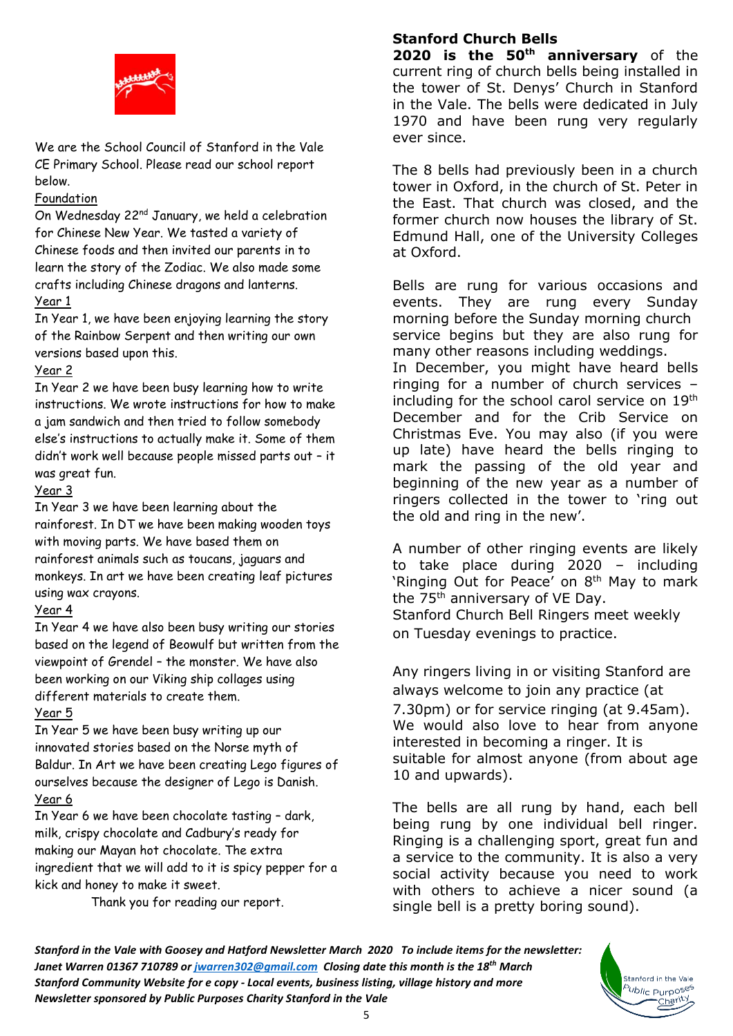We are the School Council of Stanford in the Vale CE Primary School. Please read our school report below.

Foundation

On Wednesday 22nd January, we held a celebration for Chinese New Year. We tasted a variety of Chinese foods and then invited our parents in to learn the story of the Zodiac. We also made some crafts including Chinese dragons and lanterns.

Year 1

In Year 1, we have been enjoying learning the story of the Rainbow Serpent and then writing our own versions based upon this.

Year 2

In Year 2 we have been busy learning how to write instructions. We wrote instructions for how to make a jam sandwich and then tried to follow somebody else's instructions to actually make it. Some of them didn't work well because people missed parts out – it was great fun.

Year 3

In Year 3 we have been learning about the rainforest. In DT we have been making wooden toys with moving parts. We have based them on rainforest animals such as toucans, jaguars and monkeys. In art we have been creating leaf pictures using wax crayons.

Year 4

In Year 4 we have also been busy writing our stories based on the legend of Beowulf but written from the viewpoint of Grendel – the monster. We have also been working on our Viking ship collages using different materials to create them.

Year 5

In Year 5 we have been busy writing up our innovated stories based on the Norse myth of Baldur. In Art we have been creating Lego figures of ourselves because the designer of Lego is Danish.

Year 6

In Year 6 we have been chocolate tasting – dark, milk, crispy chocolate and Cadbury's ready for making our Mayan hot chocolate. The extra ingredient that we will add to it is spicy pepper for a kick and honey to make it sweet.

Thank you for reading our report.

## Stanford Church Bells

**2020 is the 50th anniversary** of the current ring of church bells being installed in the tower of St. Denys' Church in Stanford in the Vale. The bells were dedicated in July 1970 and have been rung very regularly ever since.

The 8 bells had previously been in a church tower in Oxford, in the church of St. Peter in the East. That church was closed, and the former church now houses the library of St. Edmund Hall, one of the University Colleges at Oxford.

Bells are rung for various occasions and events. They are rung every Sunday morning before the Sunday morning church service begins but they are also rung for many other reasons including weddings.
In December, you might have heard bells ringing for a number of church services – including for the school carol service on 19th December and for the Crib Service on Christmas Eve. You may also (if you were up late) have heard the bells ringing to mark the passing of the old year and beginning of the new year as a number of ringers collected in the tower to 'ring out the old and ring in the new'.

A number of other ringing events are likely to take place during 2020 – including 'Ringing Out for Peace' on 8th May to mark the 75th anniversary of VE Day.
Stanford Church Bell Ringers meet weekly on Tuesday evenings to practice.

Any ringers living in or visiting Stanford are always welcome to join any practice (at 7.30pm) or for service ringing (at 9.45am). We would also love to hear from anyone interested in becoming a ringer. It is suitable for almost anyone (from about age 10 and upwards).

The bells are all rung by hand, each bell being rung by one individual bell ringer. Ringing is a challenging sport, great fun and a service to the community. It is also a very social activity because you need to work with others to achieve a nicer sound (a single bell is a pretty boring sound).

*Stanford in the Vale with Goosey and Hatford Newsletter March 2020 To include items for the newsletter: Janet Warren 01367 710789 or jwarren302@gmail.com Closing date this month is the 18th March*
*Stanford Community Website for e copy - Local events, business listing, village history and more*
*Newsletter sponsored by Public Purposes Charity Stanford in the Vale*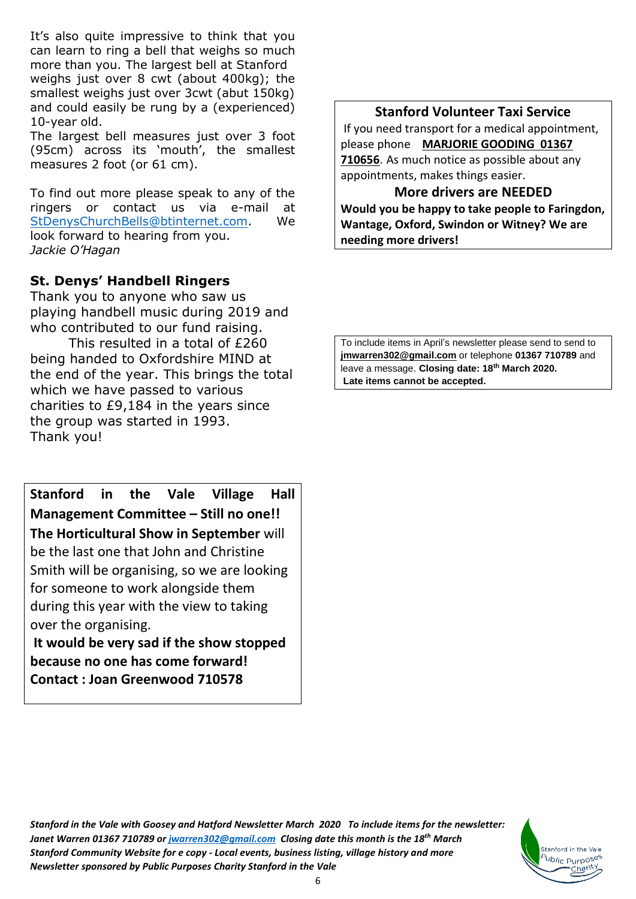It's also quite impressive to think that you can learn to ring a bell that weighs so much more than you. The largest bell at Stanford weighs just over 8 cwt (about 400kg); the smallest weighs just over 3cwt (abut 150kg) and could easily be rung by a (experienced) 10-year old.

The largest bell measures just over 3 foot (95cm) across its 'mouth', the smallest measures 2 foot (or 61 cm).

To find out more please speak to any of the ringers or contact us via e-mail at StDenysChurchBells@btinternet.com. We look forward to hearing from you.

*Jackie O'Hagan*

### St. Denys' Handbell Ringers

Thank you to anyone who saw us playing handbell music during 2019 and who contributed to our fund raising.

This resulted in a total of £260 being handed to Oxfordshire MIND at the end of the year. This brings the total which we have passed to various charities to £9,184 in the years since the group was started in 1993.

Thank you!

**Stanford in the Vale Village Hall Management Committee – Still no one!!**

**The Horticultural Show in September** will be the last one that John and Christine Smith will be organising, so we are looking for someone to work alongside them during this year with the view to taking over the organising.

**It would be very sad if the show stopped because no one has come forward!**

**Contact : Joan Greenwood 710578**

### Stanford Volunteer Taxi Service

If you need transport for a medical appointment, please phone **MARJORIE GOODING 01367 710656**. As much notice as possible about any appointments, makes things easier.

**More drivers are NEEDED**

**Would you be happy to take people to Faringdon, Wantage, Oxford, Swindon or Witney? We are needing more drivers!**

To include items in April's newsletter please send to send to **jmwarren302@gmail.com** or telephone **01367 710789** and leave a message. **Closing date: 18th March 2020. Late items cannot be accepted.**

***Stanford in the Vale with Goosey and Hatford Newsletter March 2020 To include items for the newsletter: Janet Warren 01367 710789 or jwarren302@gmail.com Closing date this month is the 18th March***
***Stanford Community Website for e copy - Local events, business listing, village history and more***
***Newsletter sponsored by Public Purposes Charity Stanford in the Vale***